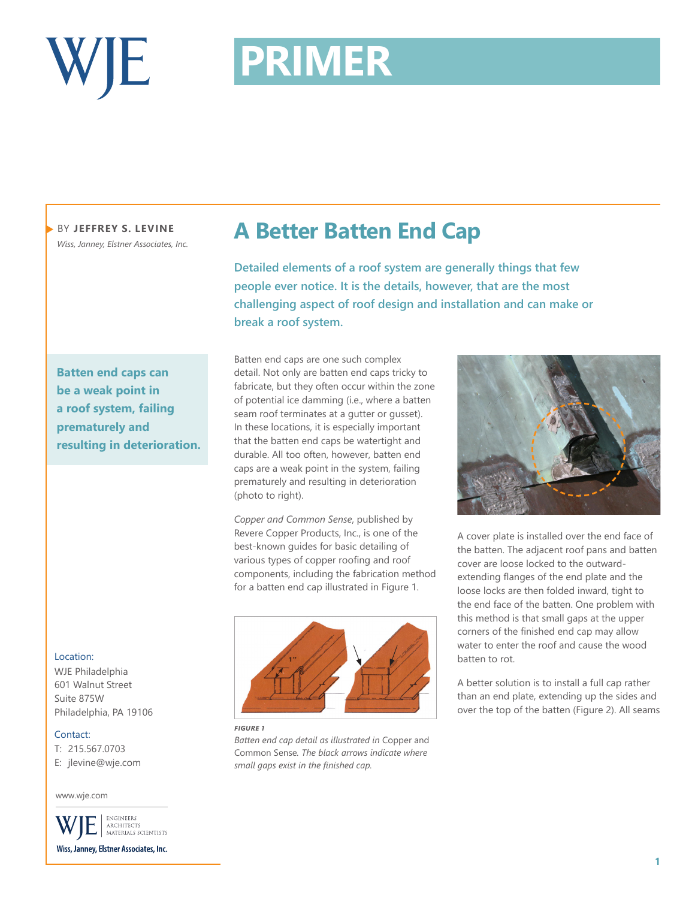# PRIMER

BY **JEFFREY S. LEVINE**
*Wiss, Janney, Elstner Associates, Inc.*

## A Better Batten End Cap

**Detailed elements of a roof system are generally things that few people ever notice. It is the details, however, that are the most challenging aspect of roof design and installation and can make or break a roof system.**

**Batten end caps can be a weak point in a roof system, failing prematurely and resulting in deterioration.**

Batten end caps are one such complex detail. Not only are batten end caps tricky to fabricate, but they often occur within the zone of potential ice damming (i.e., where a batten seam roof terminates at a gutter or gusset). In these locations, it is especially important that the batten end caps be watertight and durable. All too often, however, batten end caps are a weak point in the system, failing prematurely and resulting in deterioration (photo to right).

*Copper and Common Sense*, published by Revere Copper Products, Inc., is one of the best-known guides for basic detailing of various types of copper roofing and roof components, including the fabrication method for a batten end cap illustrated in Figure 1.

***FIGURE 1***
*Batten end cap detail as illustrated in* Copper and Common Sense. *The black arrows indicate where small gaps exist in the finished cap.*

A cover plate is installed over the end face of the batten. The adjacent roof pans and batten cover are loose locked to the outward-extending flanges of the end plate and the loose locks are then folded inward, tight to the end face of the batten. One problem with this method is that small gaps at the upper corners of the finished end cap may allow water to enter the roof and cause the wood batten to rot.

A better solution is to install a full cap rather than an end plate, extending up the sides and over the top of the batten (Figure 2). All seams

Location:
WJE Philadelphia
601 Walnut Street
Suite 875W
Philadelphia, PA 19106

Contact:
T: 215.567.0703
E: jlevine@wje.com

www.wje.com

Wiss, Janney, Elstner Associates, Inc.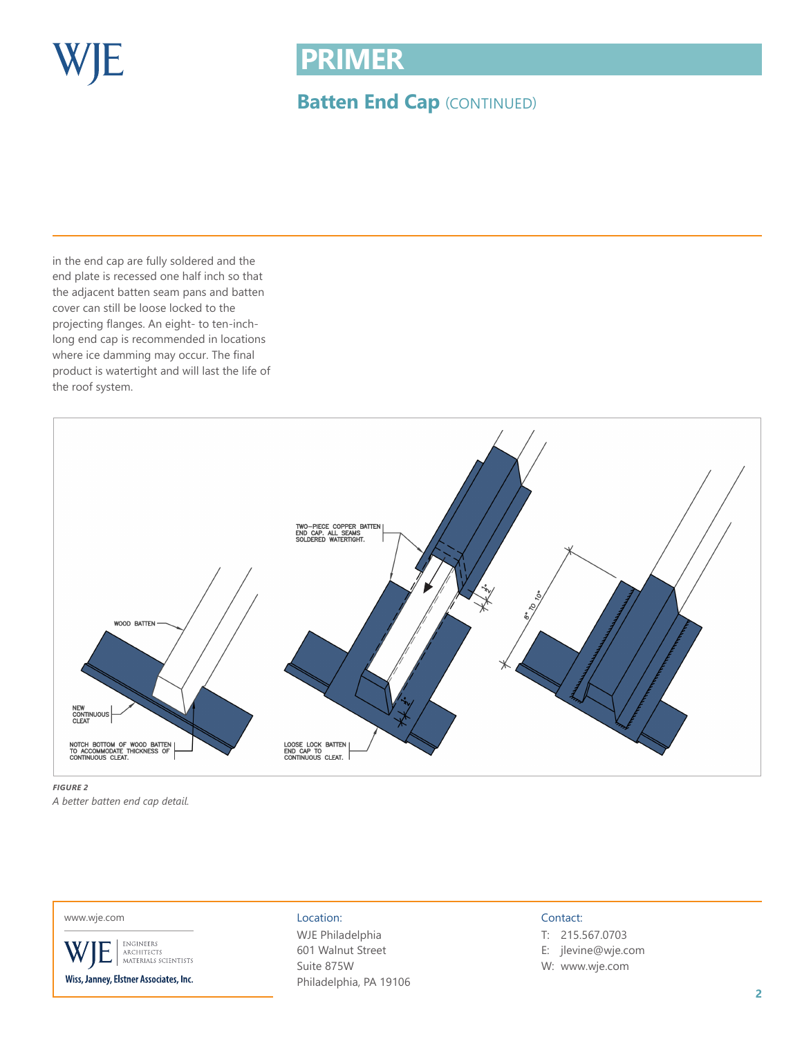# PRIMER

## Batten End Cap (CONTINUED)

in the end cap are fully soldered and the end plate is recessed one half inch so that the adjacent batten seam pans and batten cover can still be loose locked to the projecting flanges. An eight- to ten-inch-long end cap is recommended in locations where ice damming may occur. The final product is watertight and will last the life of the roof system.

WOOD BATTEN

NEW CONTINUOUS CLEAT

NOTCH BOTTOM OF WOOD BATTEN TO ACCOMMODATE THICKNESS OF CONTINUOUS CLEAT.

TWO-PIECE COPPER BATTEN END CAP. ALL SEAMS SOLDERED WATERTIGHT.

LOOSE LOCK BATTEN END CAP TO CONTINUOUS CLEAT.

½"

½"

8" TO 10"

***FIGURE 2***
*A better batten end cap detail.*

www.wje.com

WJE | ENGINEERS ARCHITECTS MATERIALS SCIENTISTS

Wiss, Janney, Elstner Associates, Inc.

Location:
WJE Philadelphia
601 Walnut Street
Suite 875W
Philadelphia, PA 19106

Contact:
T: 215.567.0703
E: jlevine@wje.com
W: www.wje.com